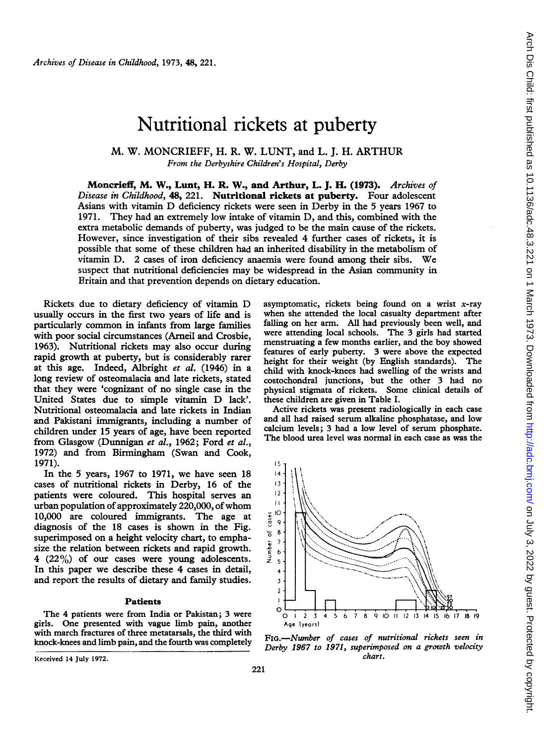# Nutritional rickets at puberty

M. W. MONCRIEFF, H. R. W. LUNT, and L. J. H. ARTHUR

*From the Derbyshire Children's Hospital, Derby*

**Moncrieff, M. W., Lunt, H. R. W., and Arthur, L. J. H. (1973).** *Archives of Disease in Childhood*, **48,** 221. **Nutritional rickets at puberty.** Four adolescent Asians with vitamin D deficiency rickets were seen in Derby in the 5 years 1967 to 1971. They had an extremely low intake of vitamin D, and this, combined with the extra metabolic demands of puberty, was judged to be the main cause of the rickets. However, since investigation of their sibs revealed 4 further cases of rickets, it is possible that some of these children had an inherited disability in the metabolism of vitamin D. 2 cases of iron deficiency anaemia were found among their sibs. We suspect that nutritional deficiencies may be widespread in the Asian community in Britain and that prevention depends on dietary education.

Rickets due to dietary deficiency of vitamin D usually occurs in the first two years of life and is particularly common in infants from large families with poor social circumstances (Arneil and Crosbie, 1963). Nutritional rickets may also occur during rapid growth at puberty, but is considerably rarer at this age. Indeed, Albright *et al.* (1946) in a long review of osteomalacia and late rickets, stated that they were 'cognizant of no single case in the United States due to simple vitamin D lack'. Nutritional osteomalacia and late rickets in Indian and Pakistani immigrants, including a number of children under 15 years of age, have been reported from Glasgow (Dunnigan *et al.*, 1962; Ford *et al.*, 1972) and from Birmingham (Swan and Cook, 1971).

In the 5 years, 1967 to 1971, we have seen 18 cases of nutritional rickets in Derby, 16 of the patients were coloured. This hospital serves an urban population of approximately 220,000, of whom 10,000 are coloured immigrants. The age at diagnosis of the 18 cases is shown in the Fig. superimposed on a height velocity chart, to emphasize the relation between rickets and rapid growth. 4 (22%) of our cases were young adolescents. In this paper we describe these 4 cases in detail, and report the results of dietary and family studies.

## Patients

The 4 patients were from India or Pakistan; 3 were girls. One presented with vague limb pain, another with march fractures of three metatarsals, the third with knock-knees and limb pain, and the fourth was completely asymptomatic, rickets being found on a wrist x-ray when she attended the local casualty department after falling on her arm. All had previously been well, and were attending local schools. The 3 girls had started menstruating a few months earlier, and the boy showed features of early puberty. 3 were above the expected height for their weight (by English standards). The child with knock-knees had swelling of the wrists and costochondral junctions, but the other 3 had no physical stigmata of rickets. Some clinical details of these children are given in Table I.

Active rickets was present radiologically in each case and all had raised serum alkaline phosphatase, and low calcium levels; 3 had a low level of serum phosphate. The blood urea level was normal in each case as was the

FIG.—*Number of cases of nutritional rickets seen in Derby 1967 to 1971, superimposed on a growth velocity chart.*

Received 14 July 1972.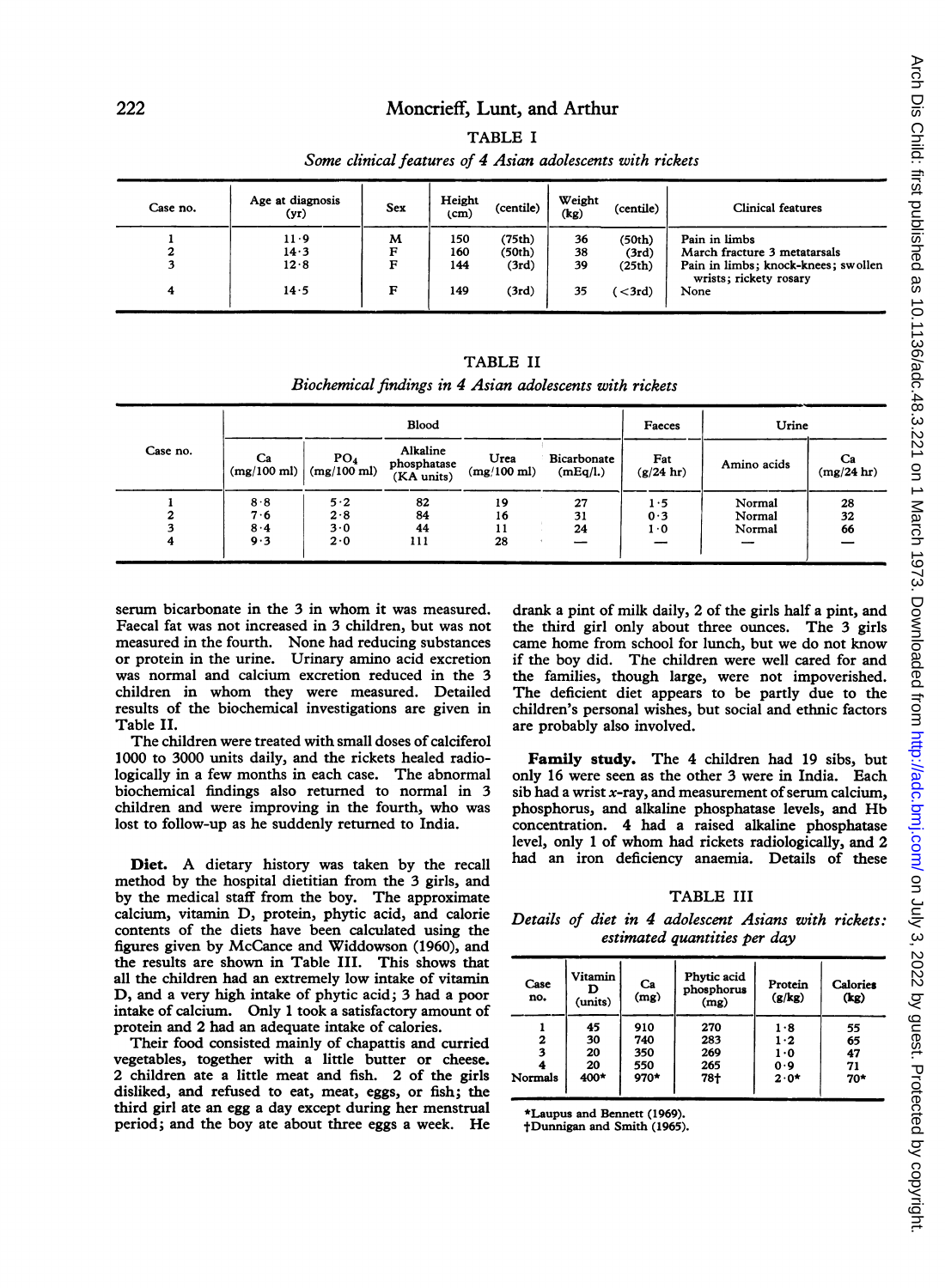TABLE I

*Some clinical features of 4 Asian adolescents with rickets*

| Case no. | Age at diagnosis (yr) | Sex | Height (cm) | (centile) | Weight (kg) | (centile) | Clinical features |
|---|---|---|---|---|---|---|---|
| 1 | 11·9 | M | 150 | (75th) | 36 | (50th) | Pain in limbs |
| 2 | 14·3 | F | 160 | (50th) | 38 | (3rd) | March fracture 3 metatarsals |
| 3 | 12·8 | F | 144 | (3rd) | 39 | (25th) | Pain in limbs; knock-knees; swollen wrists; rickety rosary |
| 4 | 14·5 | F | 149 | (3rd) | 35 | (<3rd) | None |

TABLE II

*Biochemical findings in 4 Asian adolescents with rickets*

| Case no. | Blood | | | | | Faeces | Urine | |
|---|---|---|---|---|---|---|---|---|
| | Ca (mg/100 ml) | $PO_4$ (mg/100 ml) | Alkaline phosphatase (KA units) | Urea (mg/100 ml) | Bicarbonate (mEq/l.) | Fat (g/24 hr) | Amino acids | Ca (mg/24 hr) |
| 1 | 8·8 | 5·2 | 82 | 19 | 27 | 1·5 | Normal | 28 |
| 2 | 7·6 | 2·8 | 84 | 16 | 31 | 0·3 | Normal | 32 |
| 3 | 8·4 | 3·0 | 44 | 11 | 24 | 1·0 | Normal | 66 |
| 4 | 9·3 | 2·0 | 111 | 28 | — | — | — | — |

serum bicarbonate in the 3 in whom it was measured. Faecal fat was not increased in 3 children, but was not measured in the fourth. None had reducing substances or protein in the urine. Urinary amino acid excretion was normal and calcium excretion reduced in the 3 children in whom they were measured. Detailed results of the biochemical investigations are given in Table II.

The children were treated with small doses of calciferol 1000 to 3000 units daily, and the rickets healed radiologically in a few months in each case. The abnormal biochemical findings also returned to normal in 3 children and were improving in the fourth, who was lost to follow-up as he suddenly returned to India.

**Diet.** A dietary history was taken by the recall method by the hospital dietitian from the 3 girls, and by the medical staff from the boy. The approximate calcium, vitamin D, protein, phytic acid, and calorie contents of the diets have been calculated using the figures given by McCance and Widdowson (1960), and the results are shown in Table III. This shows that all the children had an extremely low intake of vitamin D, and a very high intake of phytic acid; 3 had a poor intake of calcium. Only 1 took a satisfactory amount of protein and 2 had an adequate intake of calories.

Their food consisted mainly of chapattis and curried vegetables, together with a little butter or cheese. 2 children ate a little meat and fish. 2 of the girls disliked, and refused to eat, meat, eggs, or fish; the third girl ate an egg a day except during her menstrual period; and the boy ate about three eggs a week. He drank a pint of milk daily, 2 of the girls half a pint, and the third girl only about three ounces. The 3 girls came home from school for lunch, but we do not know if the boy did. The children were well cared for and the families, though large, were not impoverished. The deficient diet appears to be partly due to the children's personal wishes, but social and ethnic factors are probably also involved.

**Family study.** The 4 children had 19 sibs, but only 16 were seen as the other 3 were in India. Each sib had a wrist x-ray, and measurement of serum calcium, phosphorus, and alkaline phosphatase levels, and Hb concentration. 4 had a raised alkaline phosphatase level, only 1 of whom had rickets radiologically, and 2 had an iron deficiency anaemia. Details of these

TABLE III

*Details of diet in 4 adolescent Asians with rickets: estimated quantities per day*

| Case no. | Vitamin D (units) | Ca (mg) | Phytic acid phosphorus (mg) | Protein (g/kg) | Calories (kg) |
|---|---|---|---|---|---|
| 1 | 45 | 910 | 270 | 1·8 | 55 |
| 2 | 30 | 740 | 283 | 1·2 | 65 |
| 3 | 20 | 350 | 269 | 1·0 | 47 |
| 4 | 20 | 550 | 265 | 0·9 | 71 |
| Normals | 400* | 970* | 78† | 2·0* | 70* |

*Laupus and Bennett (1969).
†Dunnigan and Smith (1965).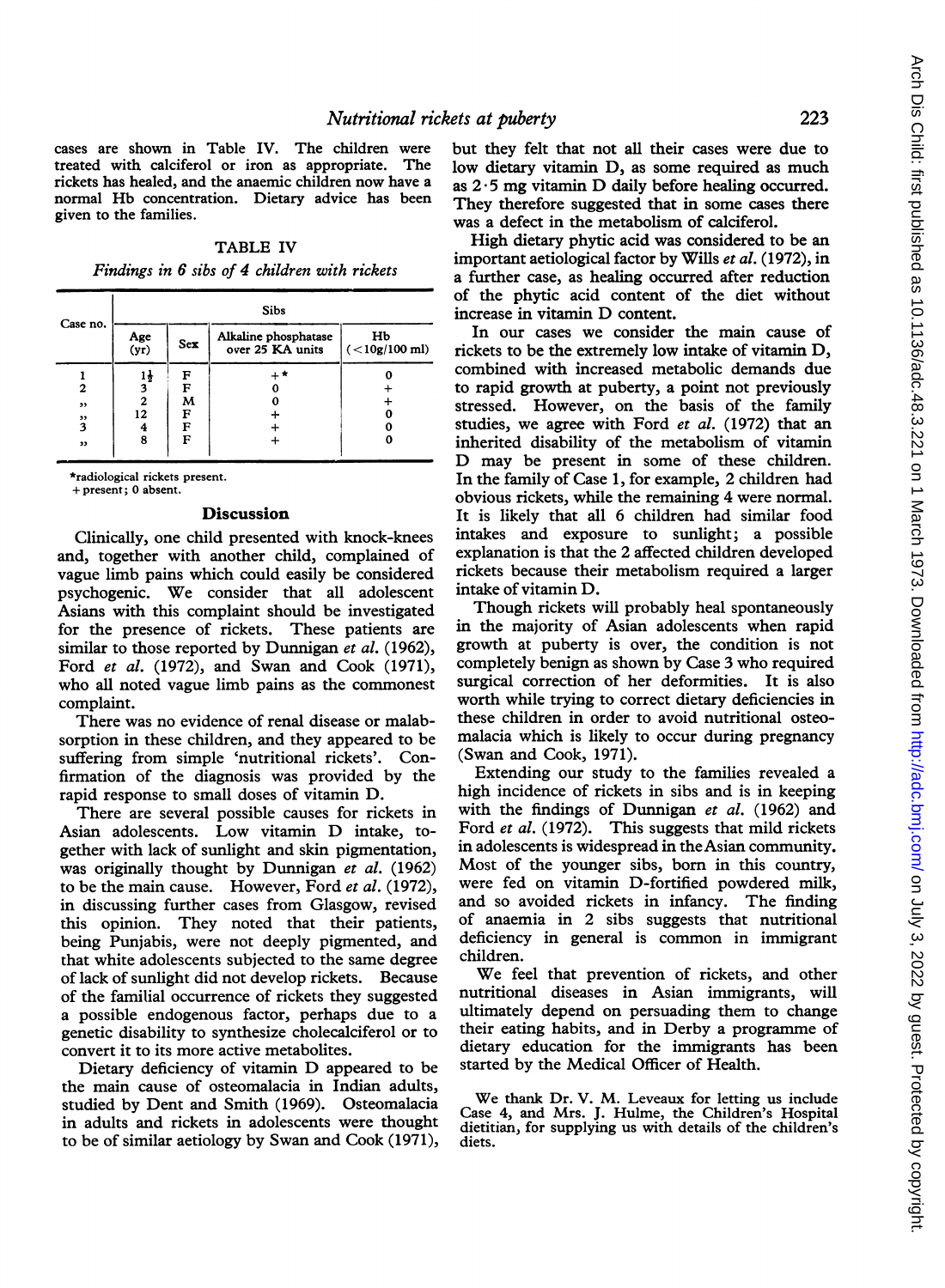cases are shown in Table IV. The children were treated with calciferol or iron as appropriate. The rickets has healed, and the anaemic children now have a normal Hb concentration. Dietary advice has been given to the families.

TABLE IV

*Findings in 6 sibs of 4 children with rickets*

| Case no. | Sibs | | | |
|---|---|---|---|---|
| | Age (yr) | Sex | Alkaline phosphatase over 25 KA units | Hb (<10g/100 ml) |
| 1 | 1½ | F | +* | 0 |
| 2 | 3 | F | 0 | + |
| ,, | 2 | M | 0 | + |
| ,, | 12 | F | + | 0 |
| 3 | 4 | F | + | 0 |
| ,, | 8 | F | + | 0 |

*radiological rickets present.
+ present; 0 absent.

## Discussion

Clinically, one child presented with knock-knees and, together with another child, complained of vague limb pains which could easily be considered psychogenic. We consider that all adolescent Asians with this complaint should be investigated for the presence of rickets. These patients are similar to those reported by Dunnigan *et al.* (1962), Ford *et al.* (1972), and Swan and Cook (1971), who all noted vague limb pains as the commonest complaint.

There was no evidence of renal disease or malabsorption in these children, and they appeared to be suffering from simple 'nutritional rickets'. Confirmation of the diagnosis was provided by the rapid response to small doses of vitamin D.

There are several possible causes for rickets in Asian adolescents. Low vitamin D intake, together with lack of sunlight and skin pigmentation, was originally thought by Dunnigan *et al.* (1962) to be the main cause. However, Ford *et al.* (1972), in discussing further cases from Glasgow, revised this opinion. They noted that their patients, being Punjabis, were not deeply pigmented, and that white adolescents subjected to the same degree of lack of sunlight did not develop rickets. Because of the familial occurrence of rickets they suggested a possible endogenous factor, perhaps due to a genetic disability to synthesize cholecalciferol or to convert it to its more active metabolites.

Dietary deficiency of vitamin D appeared to be the main cause of osteomalacia in Indian adults, studied by Dent and Smith (1969). Osteomalacia in adults and rickets in adolescents were thought to be of similar aetiology by Swan and Cook (1971), but they felt that not all their cases were due to low dietary vitamin D, as some required as much as 2·5 mg vitamin D daily before healing occurred. They therefore suggested that in some cases there was a defect in the metabolism of calciferol.

High dietary phytic acid was considered to be an important aetiological factor by Wills *et al.* (1972), in a further case, as healing occurred after reduction of the phytic acid content of the diet without increase in vitamin D content.

In our cases we consider the main cause of rickets to be the extremely low intake of vitamin D, combined with increased metabolic demands due to rapid growth at puberty, a point not previously stressed. However, on the basis of the family studies, we agree with Ford *et al.* (1972) that an inherited disability of the metabolism of vitamin D may be present in some of these children. In the family of Case 1, for example, 2 children had obvious rickets, while the remaining 4 were normal. It is likely that all 6 children had similar food intakes and exposure to sunlight; a possible explanation is that the 2 affected children developed rickets because their metabolism required a larger intake of vitamin D.

Though rickets will probably heal spontaneously in the majority of Asian adolescents when rapid growth at puberty is over, the condition is not completely benign as shown by Case 3 who required surgical correction of her deformities. It is also worth while trying to correct dietary deficiencies in these children in order to avoid nutritional osteomalacia which is likely to occur during pregnancy (Swan and Cook, 1971).

Extending our study to the families revealed a high incidence of rickets in sibs and is in keeping with the findings of Dunnigan *et al.* (1962) and Ford *et al.* (1972). This suggests that mild rickets in adolescents is widespread in the Asian community. Most of the younger sibs, born in this country, were fed on vitamin D-fortified powdered milk, and so avoided rickets in infancy. The finding of anaemia in 2 sibs suggests that nutritional deficiency in general is common in immigrant children.

We feel that prevention of rickets, and other nutritional diseases in Asian immigrants, will ultimately depend on persuading them to change their eating habits, and in Derby a programme of dietary education for the immigrants has been started by the Medical Officer of Health.

We thank Dr. V. M. Leveaux for letting us include Case 4, and Mrs. J. Hulme, the Children's Hospital dietitian, for supplying us with details of the children's diets.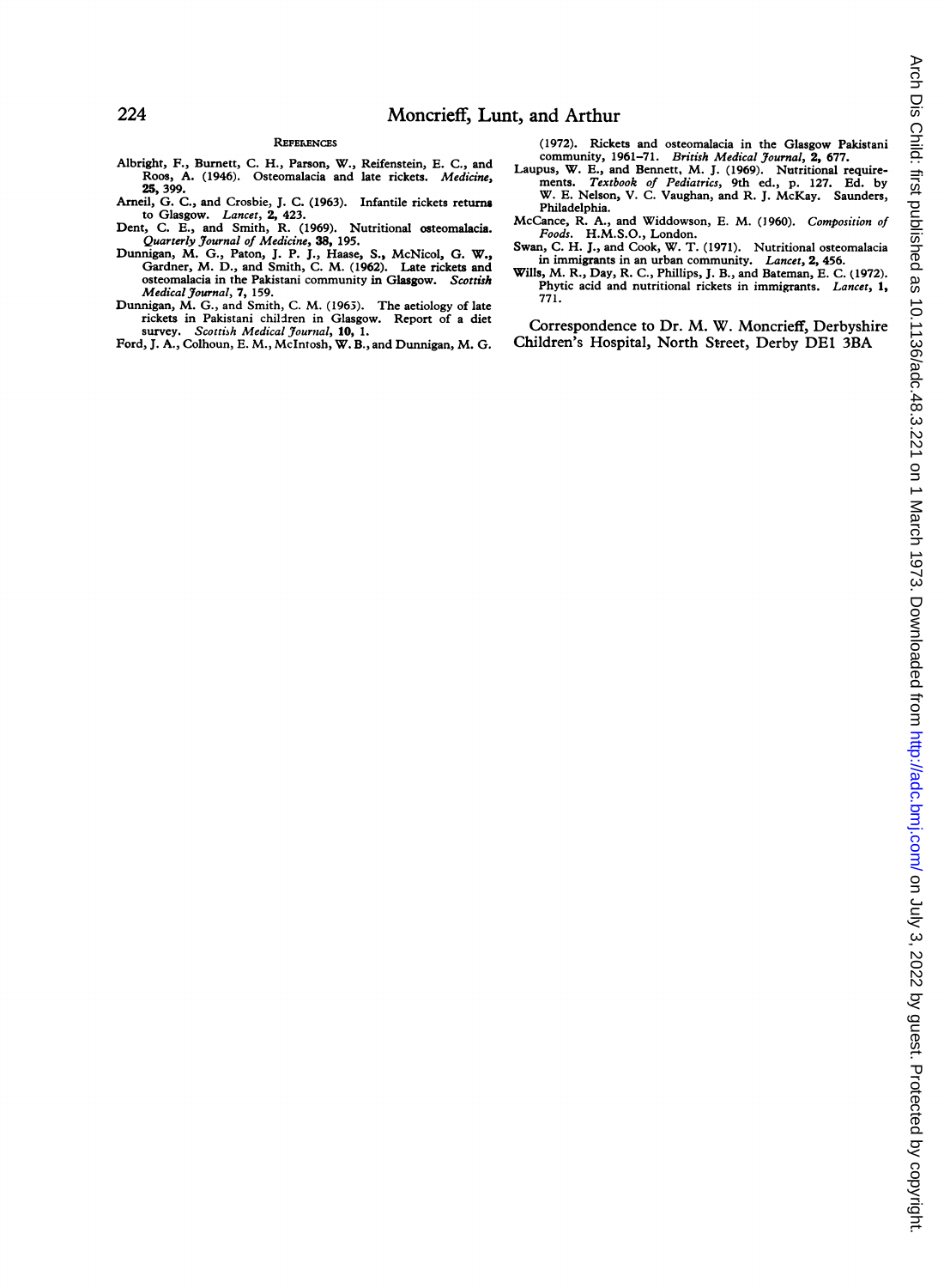### References

Albright, F., Burnett, C. H., Parson, W., Reifenstein, E. C., and Roos, A. (1946). Osteomalacia and late rickets. *Medicine*, **25**, 399.

Arneil, G. C., and Crosbie, J. C. (1963). Infantile rickets returns to Glasgow. *Lancet*, **2**, 423.

Dent, C. E., and Smith, R. (1969). Nutritional osteomalacia. *Quarterly Journal of Medicine*, **38**, 195.

Dunnigan, M. G., Paton, J. P. J., Haase, S., McNicol, G. W., Gardner, M. D., and Smith, C. M. (1962). Late rickets and osteomalacia in the Pakistani community in Glasgow. *Scottish Medical Journal*, **7**, 159.

Dunnigan, M. G., and Smith, C. M. (1965). The aetiology of late rickets in Pakistani children in Glasgow. Report of a diet survey. *Scottish Medical Journal*, **10**, 1.

Ford, J. A., Colhoun, E. M., McIntosh, W. B., and Dunnigan, M. G. (1972). Rickets and osteomalacia in the Glasgow Pakistani community, 1961–71. *British Medical Journal*, **2**, 677.

Laupus, W. E., and Bennett, M. J. (1969). Nutritional requirements. *Textbook of Pediatrics*, 9th ed., p. 127. Ed. by W. E. Nelson, V. C. Vaughan, and R. J. McKay. Saunders, Philadelphia.

McCance, R. A., and Widdowson, E. M. (1960). *Composition of Foods*. H.M.S.O., London.

Swan, C. H. J., and Cook, W. T. (1971). Nutritional osteomalacia in immigrants in an urban community. *Lancet*, **2**, 456.

Wills, M. R., Day, R. C., Phillips, J. B., and Bateman, E. C. (1972). Phytic acid and nutritional rickets in immigrants. *Lancet*, **1**, 771.

Correspondence to Dr. M. W. Moncrieff, Derbyshire Children's Hospital, North Street, Derby DE1 3BA